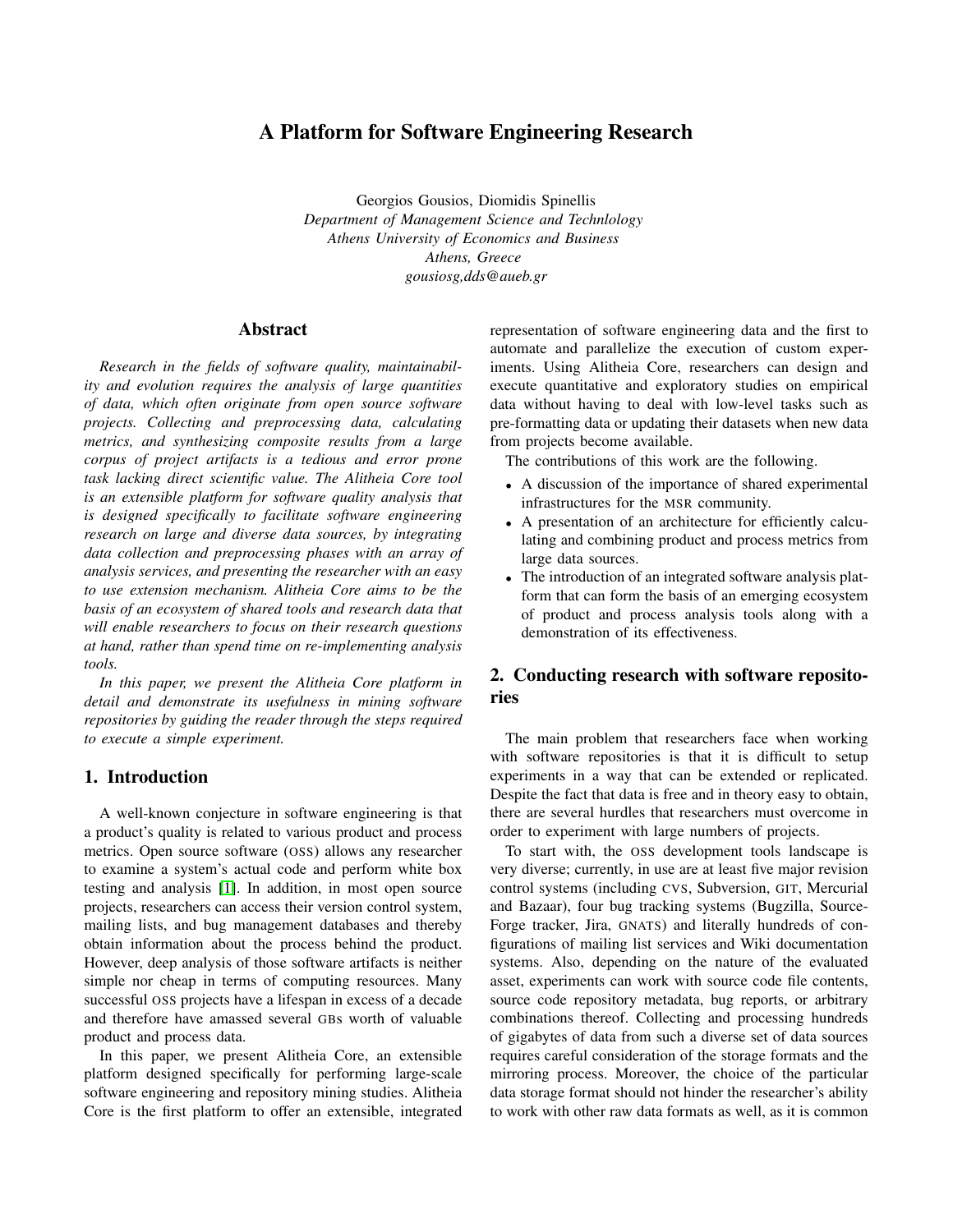# A Platform for Software Engineering Research

Georgios Gousios, Diomidis Spinellis
*Department of Management Science and Technlology*
*Athens University of Economics and Business*
*Athens, Greece*
*gousiosg,dds@aueb.gr*

## Abstract

*Research in the fields of software quality, maintainability and evolution requires the analysis of large quantities of data, which often originate from open source software projects. Collecting and preprocessing data, calculating metrics, and synthesizing composite results from a large corpus of project artifacts is a tedious and error prone task lacking direct scientific value. The Alitheia Core tool is an extensible platform for software quality analysis that is designed specifically to facilitate software engineering research on large and diverse data sources, by integrating data collection and preprocessing phases with an array of analysis services, and presenting the researcher with an easy to use extension mechanism. Alitheia Core aims to be the basis of an ecosystem of shared tools and research data that will enable researchers to focus on their research questions at hand, rather than spend time on re-implementing analysis tools.*

*In this paper, we present the Alitheia Core platform in detail and demonstrate its usefulness in mining software repositories by guiding the reader through the steps required to execute a simple experiment.*

## 1. Introduction

A well-known conjecture in software engineering is that a product's quality is related to various product and process metrics. Open source software (OSS) allows any researcher to examine a system's actual code and perform white box testing and analysis [1]. In addition, in most open source projects, researchers can access their version control system, mailing lists, and bug management databases and thereby obtain information about the process behind the product. However, deep analysis of those software artifacts is neither simple nor cheap in terms of computing resources. Many successful OSS projects have a lifespan in excess of a decade and therefore have amassed several GBs worth of valuable product and process data.

In this paper, we present Alitheia Core, an extensible platform designed specifically for performing large-scale software engineering and repository mining studies. Alitheia Core is the first platform to offer an extensible, integrated representation of software engineering data and the first to automate and parallelize the execution of custom experiments. Using Alitheia Core, researchers can design and execute quantitative and exploratory studies on empirical data without having to deal with low-level tasks such as pre-formatting data or updating their datasets when new data from projects become available.

The contributions of this work are the following.

- A discussion of the importance of shared experimental infrastructures for the MSR community.
- A presentation of an architecture for efficiently calculating and combining product and process metrics from large data sources.
- The introduction of an integrated software analysis platform that can form the basis of an emerging ecosystem of product and process analysis tools along with a demonstration of its effectiveness.

## 2. Conducting research with software repositories

The main problem that researchers face when working with software repositories is that it is difficult to setup experiments in a way that can be extended or replicated. Despite the fact that data is free and in theory easy to obtain, there are several hurdles that researchers must overcome in order to experiment with large numbers of projects.

To start with, the OSS development tools landscape is very diverse; currently, in use are at least five major revision control systems (including CVS, Subversion, GIT, Mercurial and Bazaar), four bug tracking systems (Bugzilla, SourceForge tracker, Jira, GNATS) and literally hundreds of configurations of mailing list services and Wiki documentation systems. Also, depending on the nature of the evaluated asset, experiments can work with source code file contents, source code repository metadata, bug reports, or arbitrary combinations thereof. Collecting and processing hundreds of gigabytes of data from such a diverse set of data sources requires careful consideration of the storage formats and the mirroring process. Moreover, the choice of the particular data storage format should not hinder the researcher's ability to work with other raw data formats as well, as it is common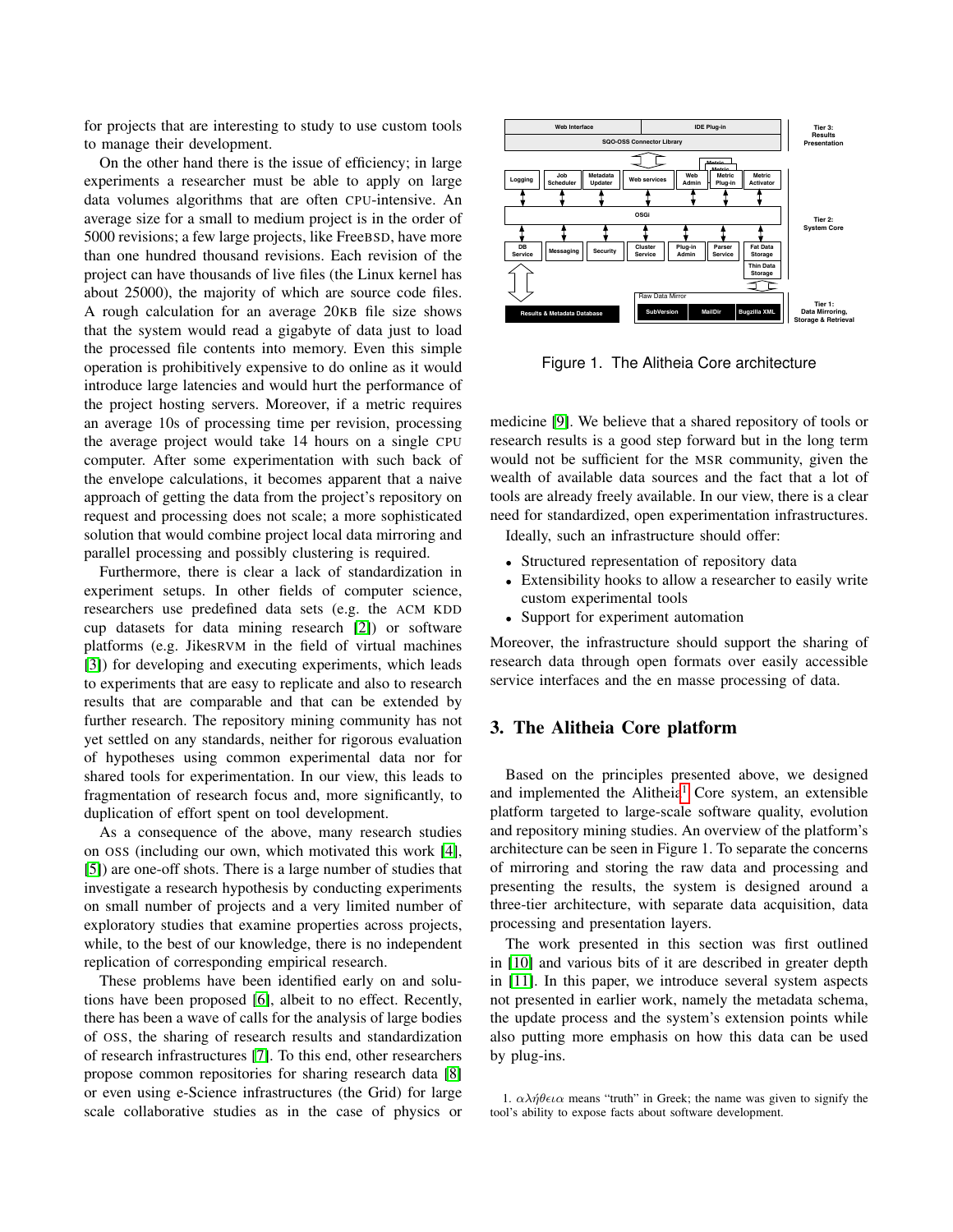for projects that are interesting to study to use custom tools to manage their development.

On the other hand there is the issue of efficiency; in large experiments a researcher must be able to apply on large data volumes algorithms that are often CPU-intensive. An average size for a small to medium project is in the order of 5000 revisions; a few large projects, like FreeBSD, have more than one hundred thousand revisions. Each revision of the project can have thousands of live files (the Linux kernel has about 25000), the majority of which are source code files. A rough calculation for an average 20KB file size shows that the system would read a gigabyte of data just to load the processed file contents into memory. Even this simple operation is prohibitively expensive to do online as it would introduce large latencies and would hurt the performance of the project hosting servers. Moreover, if a metric requires an average 10s of processing time per revision, processing the average project would take 14 hours on a single CPU computer. After some experimentation with such back of the envelope calculations, it becomes apparent that a naive approach of getting the data from the project's repository on request and processing does not scale; a more sophisticated solution that would combine project local data mirroring and parallel processing and possibly clustering is required.

Furthermore, there is clear a lack of standardization in experiment setups. In other fields of computer science, researchers use predefined data sets (e.g. the ACM KDD cup datasets for data mining research [2]) or software platforms (e.g. JikesRVM in the field of virtual machines [3]) for developing and executing experiments, which leads to experiments that are easy to replicate and also to research results that are comparable and that can be extended by further research. The repository mining community has not yet settled on any standards, neither for rigorous evaluation of hypotheses using common experimental data nor for shared tools for experimentation. In our view, this leads to fragmentation of research focus and, more significantly, to duplication of effort spent on tool development.

As a consequence of the above, many research studies on OSS (including our own, which motivated this work [4], [5]) are one-off shots. There is a large number of studies that investigate a research hypothesis by conducting experiments on small number of projects and a very limited number of exploratory studies that examine properties across projects, while, to the best of our knowledge, there is no independent replication of corresponding empirical research.

These problems have been identified early on and solutions have been proposed [6], albeit to no effect. Recently, there has been a wave of calls for the analysis of large bodies of OSS, the sharing of research results and standardization of research infrastructures [7]. To this end, other researchers propose common repositories for sharing research data [8] or even using e-Science infrastructures (the Grid) for large scale collaborative studies as in the case of physics or medicine [9]. We believe that a shared repository of tools or research results is a good step forward but in the long term would not be sufficient for the MSR community, given the wealth of available data sources and the fact that a lot of tools are already freely available. In our view, there is a clear need for standardized, open experimentation infrastructures.

Web Interface
IDE Plug-in
SQO-OSS Connector Library
Tier 3: Results Presentation
Logging
Job Scheduler
Metadata Updater
Web services
Web Admin
Metric Plug-in
Metric Activator
OSGi
Tier 2: System Core
DB Service
Messaging
Security
Cluster Service
Plug-in Admin
Parser Service
Fat Data Storage
Thin Data Storage
Results & Metadata Database
Raw Data Mirror
SubVersion
MailDir
Bugzilla XML
Tier 1: Data Mirroring, Storage & Retrieval

Figure 1. The Alitheia Core architecture

Ideally, such an infrastructure should offer:

- Structured representation of repository data
- Extensibility hooks to allow a researcher to easily write custom experimental tools
- Support for experiment automation

Moreover, the infrastructure should support the sharing of research data through open formats over easily accessible service interfaces and the en masse processing of data.

## 3. The Alitheia Core platform

Based on the principles presented above, we designed and implemented the Alitheia[1] Core system, an extensible platform targeted to large-scale software quality, evolution and repository mining studies. An overview of the platform's architecture can be seen in Figure 1. To separate the concerns of mirroring and storing the raw data and processing and presenting the results, the system is designed around a three-tier architecture, with separate data acquisition, data processing and presentation layers.

The work presented in this section was first outlined in [10] and various bits of it are described in greater depth in [11]. In this paper, we introduce several system aspects not presented in earlier work, namely the metadata schema, the update process and the system's extension points while also putting more emphasis on how this data can be used by plug-ins.

1. $\alpha\lambda\acute{\eta}\theta\epsilon\iota\alpha$ means "truth" in Greek; the name was given to signify the tool's ability to expose facts about software development.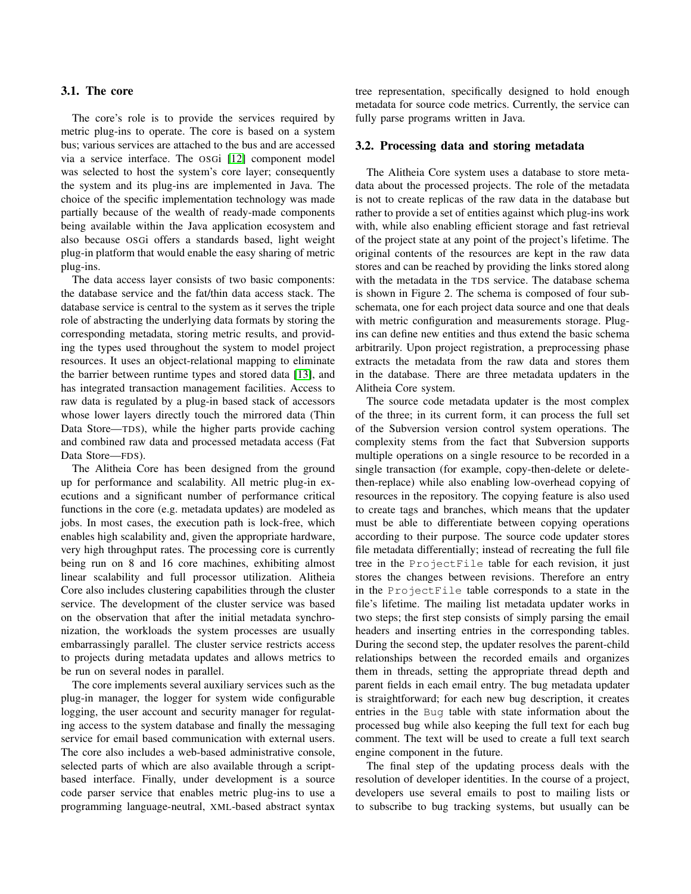### 3.1. The core

The core's role is to provide the services required by metric plug-ins to operate. The core is based on a system bus; various services are attached to the bus and are accessed via a service interface. The OSGi [12] component model was selected to host the system's core layer; consequently the system and its plug-ins are implemented in Java. The choice of the specific implementation technology was made partially because of the wealth of ready-made components being available within the Java application ecosystem and also because OSGi offers a standards based, light weight plug-in platform that would enable the easy sharing of metric plug-ins.

The data access layer consists of two basic components: the database service and the fat/thin data access stack. The database service is central to the system as it serves the triple role of abstracting the underlying data formats by storing the corresponding metadata, storing metric results, and providing the types used throughout the system to model project resources. It uses an object-relational mapping to eliminate the barrier between runtime types and stored data [13], and has integrated transaction management facilities. Access to raw data is regulated by a plug-in based stack of accessors whose lower layers directly touch the mirrored data (Thin Data Store—TDS), while the higher parts provide caching and combined raw data and processed metadata access (Fat Data Store—FDS).

The Alitheia Core has been designed from the ground up for performance and scalability. All metric plug-in executions and a significant number of performance critical functions in the core (e.g. metadata updates) are modeled as jobs. In most cases, the execution path is lock-free, which enables high scalability and, given the appropriate hardware, very high throughput rates. The processing core is currently being run on 8 and 16 core machines, exhibiting almost linear scalability and full processor utilization. Alitheia Core also includes clustering capabilities through the cluster service. The development of the cluster service was based on the observation that after the initial metadata synchronization, the workloads the system processes are usually embarrassingly parallel. The cluster service restricts access to projects during metadata updates and allows metrics to be run on several nodes in parallel.

The core implements several auxiliary services such as the plug-in manager, the logger for system wide configurable logging, the user account and security manager for regulating access to the system database and finally the messaging service for email based communication with external users. The core also includes a web-based administrative console, selected parts of which are also available through a script-based interface. Finally, under development is a source code parser service that enables metric plug-ins to use a programming language-neutral, XML-based abstract syntax tree representation, specifically designed to hold enough metadata for source code metrics. Currently, the service can fully parse programs written in Java.

### 3.2. Processing data and storing metadata

The Alitheia Core system uses a database to store metadata about the processed projects. The role of the metadata is not to create replicas of the raw data in the database but rather to provide a set of entities against which plug-ins work with, while also enabling efficient storage and fast retrieval of the project state at any point of the project's lifetime. The original contents of the resources are kept in the raw data stores and can be reached by providing the links stored along with the metadata in the TDS service. The database schema is shown in Figure 2. The schema is composed of four sub-schemata, one for each project data source and one that deals with metric configuration and measurements storage. Plug-ins can define new entities and thus extend the basic schema arbitrarily. Upon project registration, a preprocessing phase extracts the metadata from the raw data and stores them in the database. There are three metadata updaters in the Alitheia Core system.

The source code metadata updater is the most complex of the three; in its current form, it can process the full set of the Subversion version control system operations. The complexity stems from the fact that Subversion supports multiple operations on a single resource to be recorded in a single transaction (for example, copy-then-delete or delete-then-replace) while also enabling low-overhead copying of resources in the repository. The copying feature is also used to create tags and branches, which means that the updater must be able to differentiate between copying operations according to their purpose. The source code updater stores file metadata differentially; instead of recreating the full file tree in the `ProjectFile` table for each revision, it just stores the changes between revisions. Therefore an entry in the `ProjectFile` table corresponds to a state in the file's lifetime. The mailing list metadata updater works in two steps; the first step consists of simply parsing the email headers and inserting entries in the corresponding tables. During the second step, the updater resolves the parent-child relationships between the recorded emails and organizes them in threads, setting the appropriate thread depth and parent fields in each email entry. The bug metadata updater is straightforward; for each new bug description, it creates entries in the `Bug` table with state information about the processed bug while also keeping the full text for each bug comment. The text will be used to create a full text search engine component in the future.

The final step of the updating process deals with the resolution of developer identities. In the course of a project, developers use several emails to post to mailing lists or to subscribe to bug tracking systems, but usually can be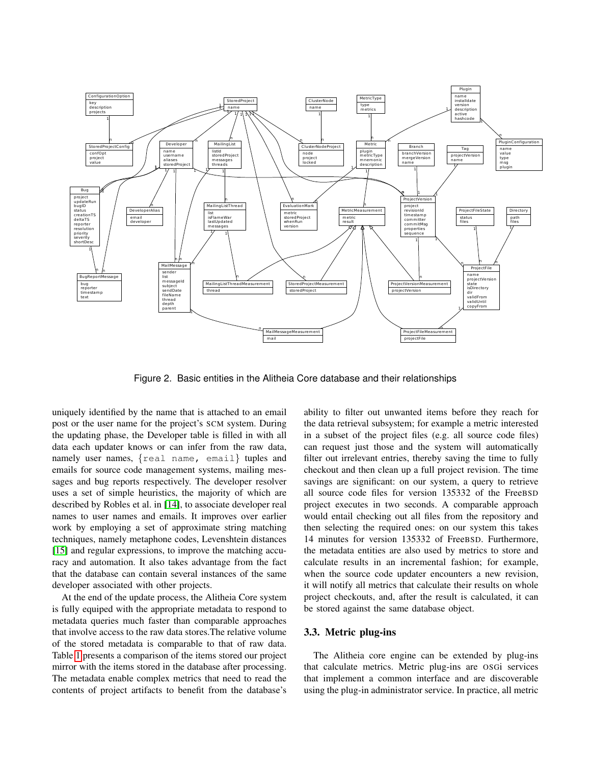Figure 2. Basic entities in the Alitheia Core database and their relationships

uniquely identified by the name that is attached to an email post or the user name for the project's SCM system. During the updating phase, the Developer table is filled in with all data each updater knows or can infer from the raw data, namely user names, {real name, email} tuples and emails for source code management systems, mailing messages and bug reports respectively. The developer resolver uses a set of simple heuristics, the majority of which are described by Robles et al. in [14], to associate developer real names to user names and emails. It improves over earlier work by employing a set of approximate string matching techniques, namely metaphone codes, Levenshtein distances [15] and regular expressions, to improve the matching accuracy and automation. It also takes advantage from the fact that the database can contain several instances of the same developer associated with other projects.

At the end of the update process, the Alitheia Core system is fully equiped with the appropriate metadata to respond to metadata queries much faster than comparable approaches that involve access to the raw data stores.The relative volume of the stored metadata is comparable to that of raw data. Table 1 presents a comparison of the items stored our project mirror with the items stored in the database after processing. The metadata enable complex metrics that need to read the contents of project artifacts to benefit from the database's ability to filter out unwanted items before they reach for the data retrieval subsystem; for example a metric interested in a subset of the project files (e.g. all source code files) can request just those and the system will automatically filter out irrelevant entries, thereby saving the time to fully checkout and then clean up a full project revision. The time savings are significant: on our system, a query to retrieve all source code files for version 135332 of the FreeBSD project executes in two seconds. A comparable approach would entail checking out all files from the repository and then selecting the required ones: on our system this takes 14 minutes for version 135332 of FreeBSD. Furthermore, the metadata entities are also used by metrics to store and calculate results in an incremental fashion; for example, when the source code updater encounters a new revision, it will notify all metrics that calculate their results on whole project checkouts, and, after the result is calculated, it can be stored against the same database object.

### 3.3. Metric plug-ins

The Alitheia core engine can be extended by plug-ins that calculate metrics. Metric plug-ins are OSGi services that implement a common interface and are discoverable using the plug-in administrator service. In practice, all metric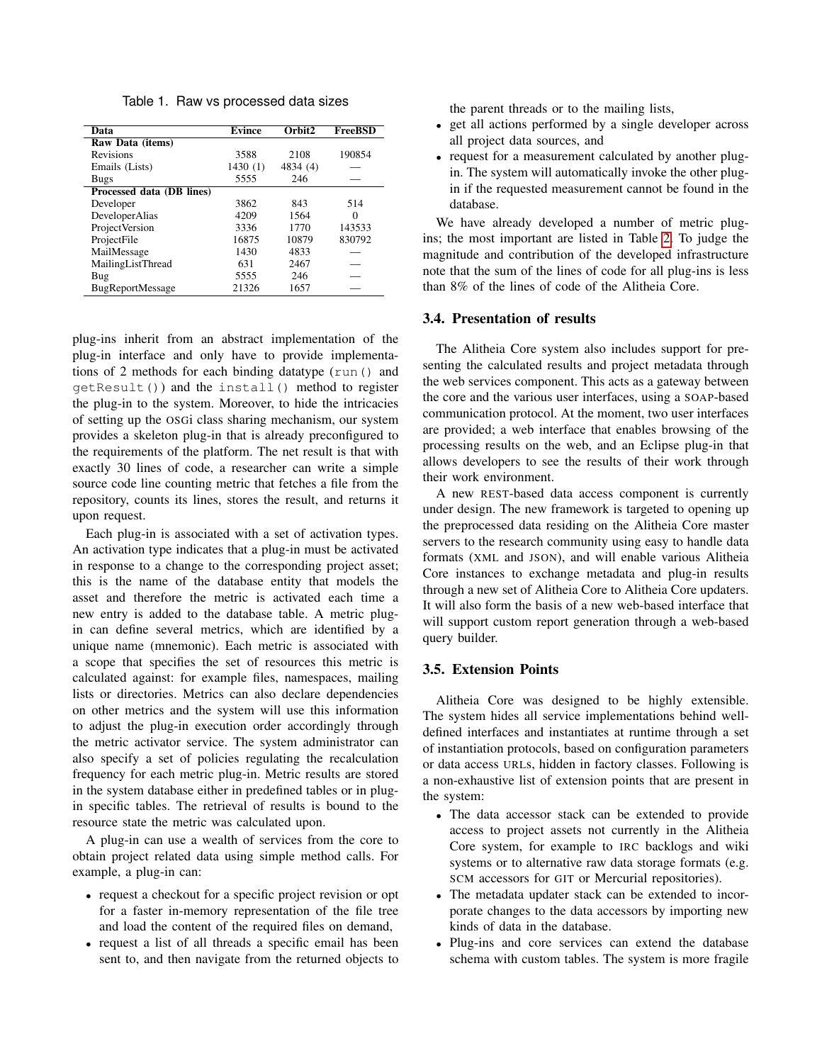Table 1. Raw vs processed data sizes

| Data | Evince | Orbit2 | FreeBSD |
|---|---|---|---|
| **Raw Data (items)** | | | |
| Revisions | 3588 | 2108 | 190854 |
| Emails (Lists) | 1430 (1) | 4834 (4) | — |
| Bugs | 5555 | 246 | — |
| **Processed data (DB lines)** | | | |
| Developer | 3862 | 843 | 514 |
| DeveloperAlias | 4209 | 1564 | 0 |
| ProjectVersion | 3336 | 1770 | 143533 |
| ProjectFile | 16875 | 10879 | 830792 |
| MailMessage | 1430 | 4833 | — |
| MailingListThread | 631 | 2467 | — |
| Bug | 5555 | 246 | — |
| BugReportMessage | 21326 | 1657 | — |

plug-ins inherit from an abstract implementation of the plug-in interface and only have to provide implementations of 2 methods for each binding datatype (`run()` and `getResult()`) and the `install()` method to register the plug-in to the system. Moreover, to hide the intricacies of setting up the OSGi class sharing mechanism, our system provides a skeleton plug-in that is already preconfigured to the requirements of the platform. The net result is that with exactly 30 lines of code, a researcher can write a simple source code line counting metric that fetches a file from the repository, counts its lines, stores the result, and returns it upon request.

Each plug-in is associated with a set of activation types. An activation type indicates that a plug-in must be activated in response to a change to the corresponding project asset; this is the name of the database entity that models the asset and therefore the metric is activated each time a new entry is added to the database table. A metric plug-in can define several metrics, which are identified by a unique name (mnemonic). Each metric is associated with a scope that specifies the set of resources this metric is calculated against: for example files, namespaces, mailing lists or directories. Metrics can also declare dependencies on other metrics and the system will use this information to adjust the plug-in execution order accordingly through the metric activator service. The system administrator can also specify a set of policies regulating the recalculation frequency for each metric plug-in. Metric results are stored in the system database either in predefined tables or in plug-in specific tables. The retrieval of results is bound to the resource state the metric was calculated upon.

A plug-in can use a wealth of services from the core to obtain project related data using simple method calls. For example, a plug-in can:

- request a checkout for a specific project revision or opt for a faster in-memory representation of the file tree and load the content of the required files on demand,
- request a list of all threads a specific email has been sent to, and then navigate from the returned objects to the parent threads or to the mailing lists,
- get all actions performed by a single developer across all project data sources, and
- request for a measurement calculated by another plug-in. The system will automatically invoke the other plug-in if the requested measurement cannot be found in the database.

We have already developed a number of metric plug-ins; the most important are listed in Table 2. To judge the magnitude and contribution of the developed infrastructure note that the sum of the lines of code for all plug-ins is less than 8% of the lines of code of the Alitheia Core.

### 3.4. Presentation of results

The Alitheia Core system also includes support for presenting the calculated results and project metadata through the web services component. This acts as a gateway between the core and the various user interfaces, using a SOAP-based communication protocol. At the moment, two user interfaces are provided; a web interface that enables browsing of the processing results on the web, and an Eclipse plug-in that allows developers to see the results of their work through their work environment.

A new REST-based data access component is currently under design. The new framework is targeted to opening up the preprocessed data residing on the Alitheia Core master servers to the research community using easy to handle data formats (XML and JSON), and will enable various Alitheia Core instances to exchange metadata and plug-in results through a new set of Alitheia Core to Alitheia Core updaters. It will also form the basis of a new web-based interface that will support custom report generation through a web-based query builder.

### 3.5. Extension Points

Alitheia Core was designed to be highly extensible. The system hides all service implementations behind well-defined interfaces and instantiates at runtime through a set of instantiation protocols, based on configuration parameters or data access URLs, hidden in factory classes. Following is a non-exhaustive list of extension points that are present in the system:

- The data accessor stack can be extended to provide access to project assets not currently in the Alitheia Core system, for example to IRC backlogs and wiki systems or to alternative raw data storage formats (e.g. SCM accessors for GIT or Mercurial repositories).
- The metadata updater stack can be extended to incorporate changes to the data accessors by importing new kinds of data in the database.
- Plug-ins and core services can extend the database schema with custom tables. The system is more fragile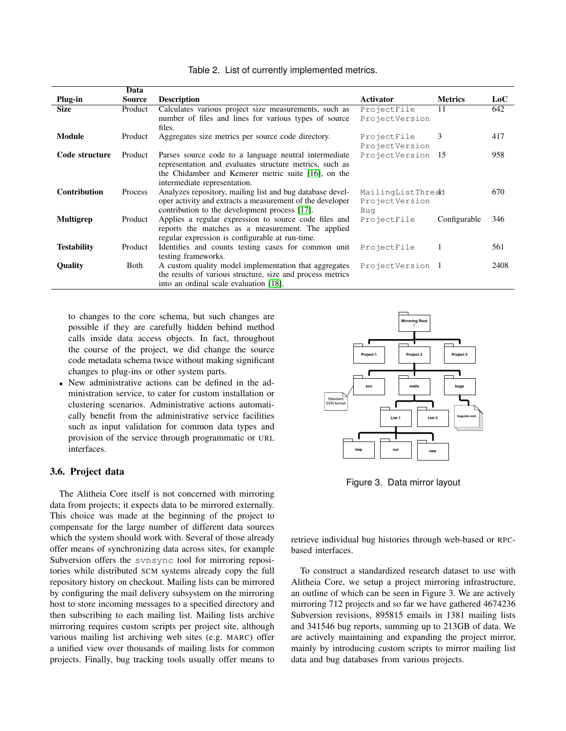Table 2. List of currently implemented metrics.

| Plug-in | Data Source | Description | Activator | Metrics | LoC |
|---|---|---|---|---|---|
| **Size** | Product | Calculates various project size measurements, such as number of files and lines for various types of source files. | ProjectFile ProjectVersion | 11 | 642 |
| **Module** | Product | Aggregates size metrics per source code directory. | ProjectFile ProjectVersion | 3 | 417 |
| **Code structure** | Product | Parses source code to a language neutral intermediate representation and evaluates structure metrics, such as the Chidamber and Kemerer metric suite [16], on the intermediate representation. | ProjectVersion | 15 | 958 |
| **Contribution** | Process | Analyzes repository, mailing list and bug database developer activity and extracts a measurement of the developer contribution to the development process [17]. | MailingListThread ProjectVersion Bug | 1 | 670 |
| **Multigrep** | Product | Applies a regular expression to source code files and reports the matches as a measurement. The applied regular expression is configurable at run-time. | ProjectFile | Configurable | 346 |
| **Testability** | Product | Identifies and counts testing cases for common unit testing frameworks. | ProjectFile | 1 | 561 |
| **Quality** | Both | A custom quality model implementation that aggregates the results of various structure, size and process metrics into an ordinal scale evaluation [18]. | ProjectVersion | 1 | 2408 |

to changes to the core schema, but such changes are possible if they are carefully hidden behind method calls inside data access objects. In fact, throughout the course of the project, we did change the source code metadata schema twice without making significant changes to plug-ins or other system parts.

- New administrative actions can be defined in the administration service, to cater for custom installation or clustering scenarios. Administrative actions automatically benefit from the administrative service facilities such as input validation for common data types and provision of the service through programmatic or URL interfaces.

### 3.6. Project data

The Alitheia Core itself is not concerned with mirroring data from projects; it expects data to be mirrored externally. This choice was made at the beginning of the project to compensate for the large number of different data sources which the system should work with. Several of those already offer means of synchronizing data across sites, for example Subversion offers the svnsync tool for mirroring repositories while distributed SCM systems already copy the full repository history on checkout. Mailing lists can be mirrored by configuring the mail delivery subsystem on the mirroring host to store incoming messages to a specified directory and then subscribing to each mailing list. Mailing lists archive mirroring requires custom scripts per project site, although various mailing list archiving web sites (e.g. MARC) offer a unified view over thousands of mailing lists for common projects. Finally, bug tracking tools usually offer means to retrieve individual bug histories through web-based or RPC-based interfaces.

Mirroring Root
/
Project 1
Project 2
Project 3
svn
mails
bugs
Standard SVN format
List 1
List 2
bug<id>.xml
tmp
cur
new

Figure 3. Data mirror layout

To construct a standardized research dataset to use with Alitheia Core, we setup a project mirroring infrastructure, an outline of which can be seen in Figure 3. We are actively mirroring 712 projects and so far we have gathered 4674236 Subversion revisions, 895815 emails in 1381 mailing lists and 341546 bug reports, summing up to 213GB of data. We are actively maintaining and expanding the project mirror, mainly by introducing custom scripts to mirror mailing list data and bug databases from various projects.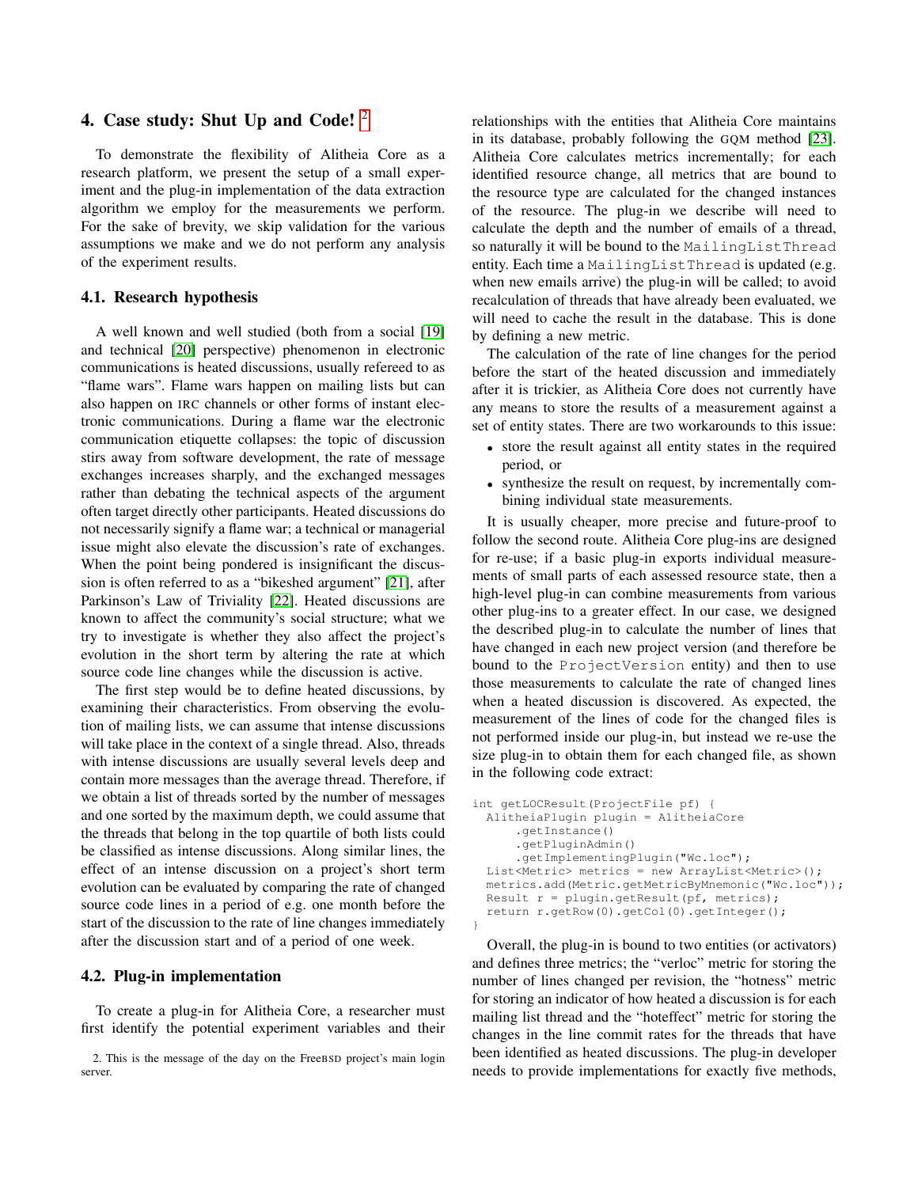## 4. Case study: Shut Up and Code! [2]

To demonstrate the flexibility of Alitheia Core as a research platform, we present the setup of a small experiment and the plug-in implementation of the data extraction algorithm we employ for the measurements we perform. For the sake of brevity, we skip validation for the various assumptions we make and we do not perform any analysis of the experiment results.

### 4.1. Research hypothesis

A well known and well studied (both from a social [19] and technical [20] perspective) phenomenon in electronic communications is heated discussions, usually refereed to as "flame wars". Flame wars happen on mailing lists but can also happen on IRC channels or other forms of instant electronic communications. During a flame war the electronic communication etiquette collapses: the topic of discussion stirs away from software development, the rate of message exchanges increases sharply, and the exchanged messages rather than debating the technical aspects of the argument often target directly other participants. Heated discussions do not necessarily signify a flame war; a technical or managerial issue might also elevate the discussion's rate of exchanges. When the point being pondered is insignificant the discussion is often referred to as a "bikeshed argument" [21], after Parkinson's Law of Triviality [22]. Heated discussions are known to affect the community's social structure; what we try to investigate is whether they also affect the project's evolution in the short term by altering the rate at which source code line changes while the discussion is active.

The first step would be to define heated discussions, by examining their characteristics. From observing the evolution of mailing lists, we can assume that intense discussions will take place in the context of a single thread. Also, threads with intense discussions are usually several levels deep and contain more messages than the average thread. Therefore, if we obtain a list of threads sorted by the number of messages and one sorted by the maximum depth, we could assume that the threads that belong in the top quartile of both lists could be classified as intense discussions. Along similar lines, the effect of an intense discussion on a project's short term evolution can be evaluated by comparing the rate of changed source code lines in a period of e.g. one month before the start of the discussion to the rate of line changes immediately after the discussion start and of a period of one week.

### 4.2. Plug-in implementation

To create a plug-in for Alitheia Core, a researcher must first identify the potential experiment variables and their relationships with the entities that Alitheia Core maintains in its database, probably following the GQM method [23]. Alitheia Core calculates metrics incrementally; for each identified resource change, all metrics that are bound to the resource type are calculated for the changed instances of the resource. The plug-in we describe will need to calculate the depth and the number of emails of a thread, so naturally it will be bound to the `MailingListThread` entity. Each time a `MailingListThread` is updated (e.g. when new emails arrive) the plug-in will be called; to avoid recalculation of threads that have already been evaluated, we will need to cache the result in the database. This is done by defining a new metric.

The calculation of the rate of line changes for the period before the start of the heated discussion and immediately after it is trickier, as Alitheia Core does not currently have any means to store the results of a measurement against a set of entity states. There are two workarounds to this issue:

- store the result against all entity states in the required period, or
- synthesize the result on request, by incrementally combining individual state measurements.

It is usually cheaper, more precise and future-proof to follow the second route. Alitheia Core plug-ins are designed for re-use; if a basic plug-in exports individual measurements of small parts of each assessed resource state, then a high-level plug-in can combine measurements from various other plug-ins to a greater effect. In our case, we designed the described plug-in to calculate the number of lines that have changed in each new project version (and therefore be bound to the `ProjectVersion` entity) and then to use those measurements to calculate the rate of changed lines when a heated discussion is discovered. As expected, the measurement of the lines of code for the changed files is not performed inside our plug-in, but instead we re-use the size plug-in to obtain them for each changed file, as shown in the following code extract:

```
int getLOCResult(ProjectFile pf) {
  AlitheiaPlugin plugin = AlitheiaCore
      .getInstance()
      .getPluginAdmin()
      .getImplementingPlugin("Wc.loc");
  List<Metric> metrics = new ArrayList<Metric>();
  metrics.add(Metric.getMetricByMnemonic("Wc.loc"));
  Result r = plugin.getResult(pf, metrics);
  return r.getRow(0).getCol(0).getInteger();
}
```

Overall, the plug-in is bound to two entities (or activators) and defines three metrics; the "verloc" metric for storing the number of lines changed per revision, the "hotness" metric for storing an indicator of how heated a discussion is for each mailing list thread and the "hoteffect" metric for storing the changes in the line commit rates for the threads that have been identified as heated discussions. The plug-in developer needs to provide implementations for exactly five methods,

2. This is the message of the day on the FreeBSD project's main login server.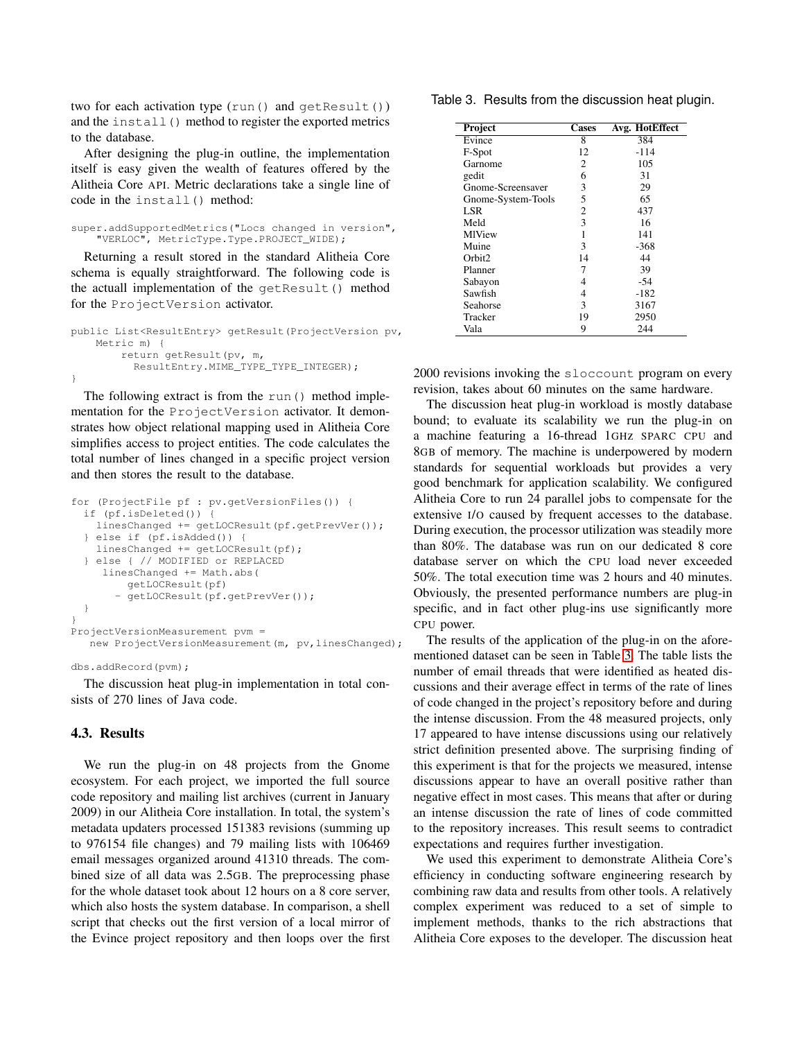two for each activation type (`run()` and `getResult()`) and the `install()` method to register the exported metrics to the database.

After designing the plug-in outline, the implementation itself is easy given the wealth of features offered by the Alitheia Core API. Metric declarations take a single line of code in the `install()` method:

```
super.addSupportedMetrics("Locs changed in version",
    "VERLOC", MetricType.Type.PROJECT_WIDE);
```

Returning a result stored in the standard Alitheia Core schema is equally straightforward. The following code is the actuall implementation of the `getResult()` method for the `ProjectVersion` activator.

```
public List<ResultEntry> getResult(ProjectVersion pv,
    Metric m) {
        return getResult(pv, m,
          ResultEntry.MIME_TYPE_TYPE_INTEGER);
}
```

The following extract is from the `run()` method implementation for the `ProjectVersion` activator. It demonstrates how object relational mapping used in Alitheia Core simplifies access to project entities. The code calculates the total number of lines changed in a specific project version and then stores the result to the database.

```
for (ProjectFile pf : pv.getVersionFiles()) {
  if (pf.isDeleted()) {
    linesChanged += getLOCResult(pf.getPrevVer());
  } else if (pf.isAdded()) {
    linesChanged += getLOCResult(pf);
  } else { // MODIFIED or REPLACED
     linesChanged += Math.abs(
         getLOCResult(pf)
       - getLOCResult(pf.getPrevVer());
  }
}
ProjectVersionMeasurement pvm =
   new ProjectVersionMeasurement(m, pv,linesChanged);

dbs.addRecord(pvm);
```

The discussion heat plug-in implementation in total consists of 270 lines of Java code.

### 4.3. Results

We run the plug-in on 48 projects from the Gnome ecosystem. For each project, we imported the full source code repository and mailing list archives (current in January 2009) in our Alitheia Core installation. In total, the system's metadata updaters processed 151383 revisions (summing up to 976154 file changes) and 79 mailing lists with 106469 email messages organized around 41310 threads. The combined size of all data was 2.5GB. The preprocessing phase for the whole dataset took about 12 hours on a 8 core server, which also hosts the system database. In comparison, a shell script that checks out the first version of a local mirror of the Evince project repository and then loops over the first 2000 revisions invoking the `sloccount` program on every revision, takes about 60 minutes on the same hardware.

Table 3. Results from the discussion heat plugin.

| Project | Cases | Avg. HotEffect |
|---|---|---|
| Evince | 8 | 384 |
| F-Spot | 12 | -114 |
| Garnome | 2 | 105 |
| gedit | 6 | 31 |
| Gnome-Screensaver | 3 | 29 |
| Gnome-System-Tools | 5 | 65 |
| LSR | 2 | 437 |
| Meld | 3 | 16 |
| MlView | 1 | 141 |
| Muine | 3 | -368 |
| Orbit2 | 14 | 44 |
| Planner | 7 | 39 |
| Sabayon | 4 | -54 |
| Sawfish | 4 | -182 |
| Seahorse | 3 | 3167 |
| Tracker | 19 | 2950 |
| Vala | 9 | 244 |

The discussion heat plug-in workload is mostly database bound; to evaluate its scalability we run the plug-in on a machine featuring a 16-thread 1GHZ SPARC CPU and 8GB of memory. The machine is underpowered by modern standards for sequential workloads but provides a very good benchmark for application scalability. We configured Alitheia Core to run 24 parallel jobs to compensate for the extensive I/O caused by frequent accesses to the database. During execution, the processor utilization was steadily more than 80%. The database was run on our dedicated 8 core database server on which the CPU load never exceeded 50%. The total execution time was 2 hours and 40 minutes. Obviously, the presented performance numbers are plug-in specific, and in fact other plug-ins use significantly more CPU power.

The results of the application of the plug-in on the aforementioned dataset can be seen in Table 3. The table lists the number of email threads that were identified as heated discussions and their average effect in terms of the rate of lines of code changed in the project's repository before and during the intense discussion. From the 48 measured projects, only 17 appeared to have intense discussions using our relatively strict definition presented above. The surprising finding of this experiment is that for the projects we measured, intense discussions appear to have an overall positive rather than negative effect in most cases. This means that after or during an intense discussion the rate of lines of code committed to the repository increases. This result seems to contradict expectations and requires further investigation.

We used this experiment to demonstrate Alitheia Core's efficiency in conducting software engineering research by combining raw data and results from other tools. A relatively complex experiment was reduced to a set of simple to implement methods, thanks to the rich abstractions that Alitheia Core exposes to the developer. The discussion heat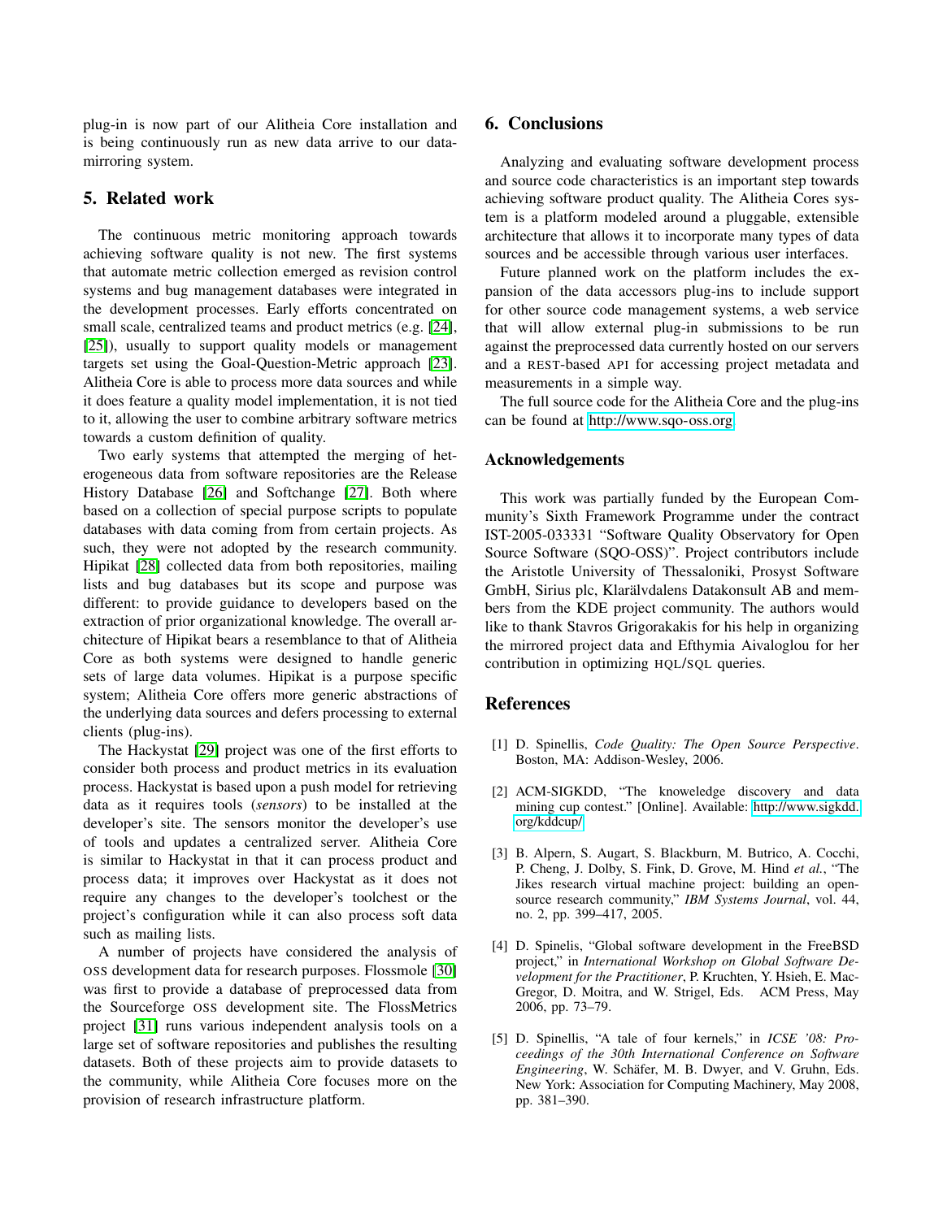plug-in is now part of our Alitheia Core installation and is being continuously run as new data arrive to our data-mirroring system.

## 5. Related work

The continuous metric monitoring approach towards achieving software quality is not new. The first systems that automate metric collection emerged as revision control systems and bug management databases were integrated in the development processes. Early efforts concentrated on small scale, centralized teams and product metrics (e.g. [24], [25]), usually to support quality models or management targets set using the Goal-Question-Metric approach [23]. Alitheia Core is able to process more data sources and while it does feature a quality model implementation, it is not tied to it, allowing the user to combine arbitrary software metrics towards a custom definition of quality.

Two early systems that attempted the merging of heterogeneous data from software repositories are the Release History Database [26] and Softchange [27]. Both where based on a collection of special purpose scripts to populate databases with data coming from from certain projects. As such, they were not adopted by the research community. Hipikat [28] collected data from both repositories, mailing lists and bug databases but its scope and purpose was different: to provide guidance to developers based on the extraction of prior organizational knowledge. The overall architecture of Hipikat bears a resemblance to that of Alitheia Core as both systems were designed to handle generic sets of large data volumes. Hipikat is a purpose specific system; Alitheia Core offers more generic abstractions of the underlying data sources and defers processing to external clients (plug-ins).

The Hackystat [29] project was one of the first efforts to consider both process and product metrics in its evaluation process. Hackystat is based upon a push model for retrieving data as it requires tools (*sensors*) to be installed at the developer's site. The sensors monitor the developer's use of tools and updates a centralized server. Alitheia Core is similar to Hackystat in that it can process product and process data; it improves over Hackystat as it does not require any changes to the developer's toolchest or the project's configuration while it can also process soft data such as mailing lists.

A number of projects have considered the analysis of OSS development data for research purposes. Flossmole [30] was first to provide a database of preprocessed data from the Sourceforge OSS development site. The FlossMetrics project [31] runs various independent analysis tools on a large set of software repositories and publishes the resulting datasets. Both of these projects aim to provide datasets to the community, while Alitheia Core focuses more on the provision of research infrastructure platform.

## 6. Conclusions

Analyzing and evaluating software development process and source code characteristics is an important step towards achieving software product quality. The Alitheia Cores system is a platform modeled around a pluggable, extensible architecture that allows it to incorporate many types of data sources and be accessible through various user interfaces.

Future planned work on the platform includes the expansion of the data accessors plug-ins to include support for other source code management systems, a web service that will allow external plug-in submissions to be run against the preprocessed data currently hosted on our servers and a REST-based API for accessing project metadata and measurements in a simple way.

The full source code for the Alitheia Core and the plug-ins can be found at http://www.sqo-oss.org.

### Acknowledgements

This work was partially funded by the European Community's Sixth Framework Programme under the contract IST-2005-033331 "Software Quality Observatory for Open Source Software (SQO-OSS)". Project contributors include the Aristotle University of Thessaloniki, Prosyst Software GmbH, Sirius plc, Klarälvdalens Datakonsult AB and members from the KDE project community. The authors would like to thank Stavros Grigorakakis for his help in organizing the mirrored project data and Efthymia Aivaloglou for her contribution in optimizing HQL/SQL queries.

## References

[1] D. Spinellis, *Code Quality: The Open Source Perspective*. Boston, MA: Addison-Wesley, 2006.

[2] ACM-SIGKDD, "The knoweledge discovery and data mining cup contest." [Online]. Available: http://www.sigkdd.org/kddcup/

[3] B. Alpern, S. Augart, S. Blackburn, M. Butrico, A. Cocchi, P. Cheng, J. Dolby, S. Fink, D. Grove, M. Hind *et al.*, "The Jikes research virtual machine project: building an open-source research community," *IBM Systems Journal*, vol. 44, no. 2, pp. 399–417, 2005.

[4] D. Spinelis, "Global software development in the FreeBSD project," in *International Workshop on Global Software Development for the Practitioner*, P. Kruchten, Y. Hsieh, E. MacGregor, D. Moitra, and W. Strigel, Eds. ACM Press, May 2006, pp. 73–79.

[5] D. Spinellis, "A tale of four kernels," in *ICSE '08: Proceedings of the 30th International Conference on Software Engineering*, W. Schäfer, M. B. Dwyer, and V. Gruhn, Eds. New York: Association for Computing Machinery, May 2008, pp. 381–390.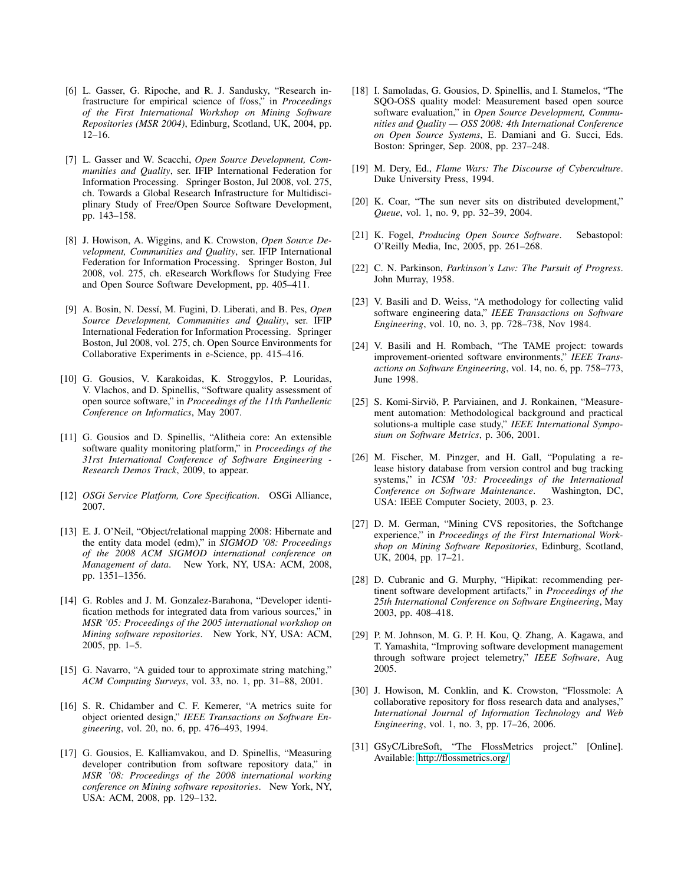[6] L. Gasser, G. Ripoche, and R. J. Sandusky, "Research infrastructure for empirical science of f/oss," in *Proceedings of the First International Workshop on Mining Software Repositories (MSR 2004)*, Edinburg, Scotland, UK, 2004, pp. 12–16.

[7] L. Gasser and W. Scacchi, *Open Source Development, Communities and Quality*, ser. IFIP International Federation for Information Processing. Springer Boston, Jul 2008, vol. 275, ch. Towards a Global Research Infrastructure for Multidisciplinary Study of Free/Open Source Software Development, pp. 143–158.

[8] J. Howison, A. Wiggins, and K. Crowston, *Open Source Development, Communities and Quality*, ser. IFIP International Federation for Information Processing. Springer Boston, Jul 2008, vol. 275, ch. eResearch Workflows for Studying Free and Open Source Software Development, pp. 405–411.

[9] A. Bosin, N. Dessí, M. Fugini, D. Liberati, and B. Pes, *Open Source Development, Communities and Quality*, ser. IFIP International Federation for Information Processing. Springer Boston, Jul 2008, vol. 275, ch. Open Source Environments for Collaborative Experiments in e-Science, pp. 415–416.

[10] G. Gousios, V. Karakoidas, K. Stroggylos, P. Louridas, V. Vlachos, and D. Spinellis, "Software quality assessment of open source software," in *Proceedings of the 11th Panhellenic Conference on Informatics*, May 2007.

[11] G. Gousios and D. Spinellis, "Alitheia core: An extensible software quality monitoring platform," in *Proceedings of the 31rst International Conference of Software Engineering - Research Demos Track*, 2009, to appear.

[12] *OSGi Service Platform, Core Specification*. OSGi Alliance, 2007.

[13] E. J. O'Neil, "Object/relational mapping 2008: Hibernate and the entity data model (edm)," in *SIGMOD '08: Proceedings of the 2008 ACM SIGMOD international conference on Management of data*. New York, NY, USA: ACM, 2008, pp. 1351–1356.

[14] G. Robles and J. M. Gonzalez-Barahona, "Developer identification methods for integrated data from various sources," in *MSR '05: Proceedings of the 2005 international workshop on Mining software repositories*. New York, NY, USA: ACM, 2005, pp. 1–5.

[15] G. Navarro, "A guided tour to approximate string matching," *ACM Computing Surveys*, vol. 33, no. 1, pp. 31–88, 2001.

[16] S. R. Chidamber and C. F. Kemerer, "A metrics suite for object oriented design," *IEEE Transactions on Software Engineering*, vol. 20, no. 6, pp. 476–493, 1994.

[17] G. Gousios, E. Kalliamvakou, and D. Spinellis, "Measuring developer contribution from software repository data," in *MSR '08: Proceedings of the 2008 international working conference on Mining software repositories*. New York, NY, USA: ACM, 2008, pp. 129–132.

[18] I. Samoladas, G. Gousios, D. Spinellis, and I. Stamelos, "The SQO-OSS quality model: Measurement based open source software evaluation," in *Open Source Development, Communities and Quality — OSS 2008: 4th International Conference on Open Source Systems*, E. Damiani and G. Succi, Eds. Boston: Springer, Sep. 2008, pp. 237–248.

[19] M. Dery, Ed., *Flame Wars: The Discourse of Cyberculture*. Duke University Press, 1994.

[20] K. Coar, "The sun never sits on distributed development," *Queue*, vol. 1, no. 9, pp. 32–39, 2004.

[21] K. Fogel, *Producing Open Source Software*. Sebastopol: O'Reilly Media, Inc, 2005, pp. 261–268.

[22] C. N. Parkinson, *Parkinson's Law: The Pursuit of Progress*. John Murray, 1958.

[23] V. Basili and D. Weiss, "A methodology for collecting valid software engineering data," *IEEE Transactions on Software Engineering*, vol. 10, no. 3, pp. 728–738, Nov 1984.

[24] V. Basili and H. Rombach, "The TAME project: towards improvement-oriented software environments," *IEEE Transactions on Software Engineering*, vol. 14, no. 6, pp. 758–773, June 1998.

[25] S. Komi-Sirviö, P. Parviainen, and J. Ronkainen, "Measurement automation: Methodological background and practical solutions-a multiple case study," *IEEE International Symposium on Software Metrics*, p. 306, 2001.

[26] M. Fischer, M. Pinzger, and H. Gall, "Populating a release history database from version control and bug tracking systems," in *ICSM '03: Proceedings of the International Conference on Software Maintenance*. Washington, DC, USA: IEEE Computer Society, 2003, p. 23.

[27] D. M. German, "Mining CVS repositories, the Softchange experience," in *Proceedings of the First International Workshop on Mining Software Repositories*, Edinburg, Scotland, UK, 2004, pp. 17–21.

[28] D. Cubranic and G. Murphy, "Hipikat: recommending pertinent software development artifacts," in *Proceedings of the 25th International Conference on Software Engineering*, May 2003, pp. 408–418.

[29] P. M. Johnson, M. G. P. H. Kou, Q. Zhang, A. Kagawa, and T. Yamashita, "Improving software development management through software project telemetry," *IEEE Software*, Aug 2005.

[30] J. Howison, M. Conklin, and K. Crowston, "Flossmole: A collaborative repository for floss research data and analyses," *International Journal of Information Technology and Web Engineering*, vol. 1, no. 3, pp. 17–26, 2006.

[31] GSyC/LibreSoft, "The FlossMetrics project." [Online]. Available: http://flossmetrics.org/